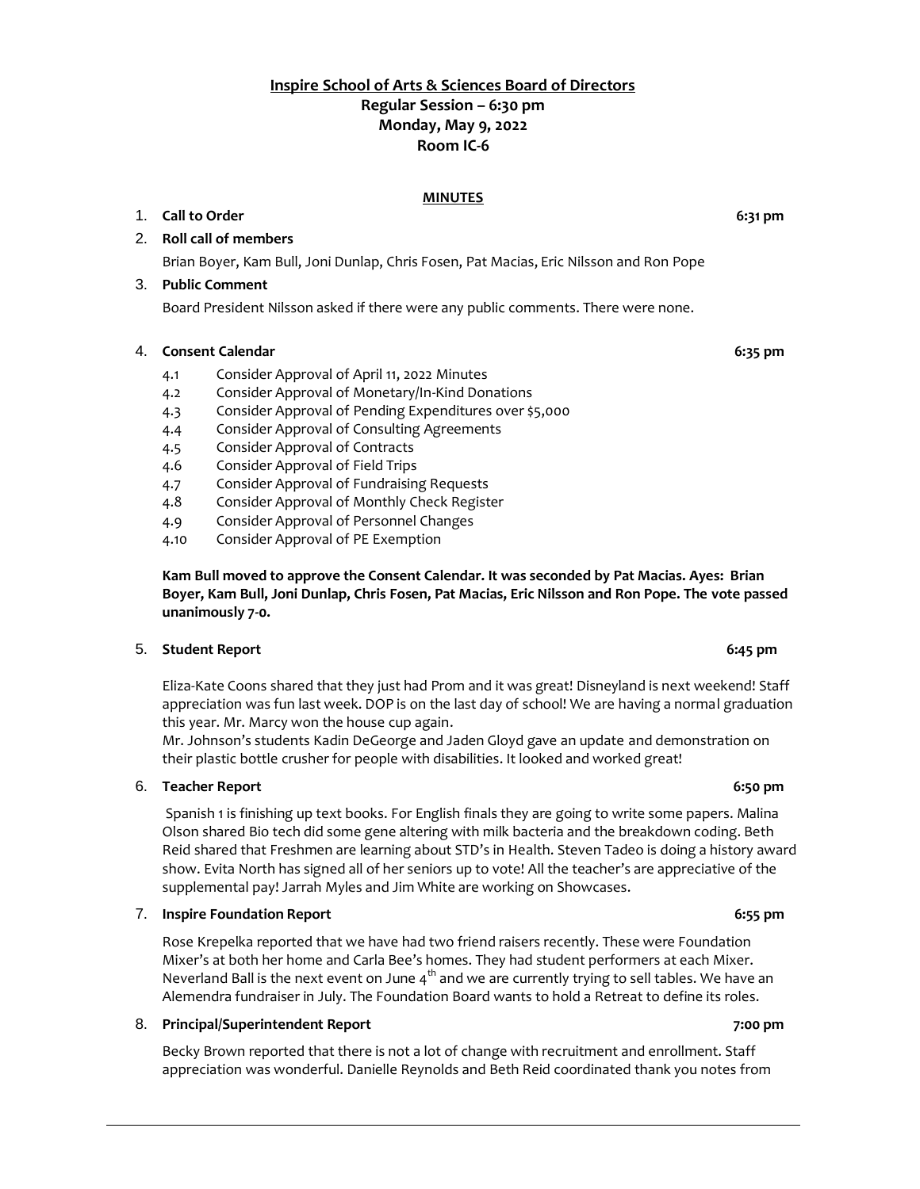**Inspire School of Arts & Sciences Board of Directors**
**Regular Session – 6:30 pm**
**Monday, May 9, 2022**
**Room IC-6**

**MINUTES**

1. **Call to Order** 6:31 pm

2. **Roll call of members**

   Brian Boyer, Kam Bull, Joni Dunlap, Chris Fosen, Pat Macias, Eric Nilsson and Ron Pope

3. **Public Comment**

   Board President Nilsson asked if there were any public comments. There were none.

4. **Consent Calendar** 6:35 pm

   4.1 Consider Approval of April 11, 2022 Minutes
   4.2 Consider Approval of Monetary/In-Kind Donations
   4.3 Consider Approval of Pending Expenditures over $5,000
   4.4 Consider Approval of Consulting Agreements
   4.5 Consider Approval of Contracts
   4.6 Consider Approval of Field Trips
   4.7 Consider Approval of Fundraising Requests
   4.8 Consider Approval of Monthly Check Register
   4.9 Consider Approval of Personnel Changes
   4.10 Consider Approval of PE Exemption

   **Kam Bull moved to approve the Consent Calendar. It was seconded by Pat Macias. Ayes: Brian Boyer, Kam Bull, Joni Dunlap, Chris Fosen, Pat Macias, Eric Nilsson and Ron Pope. The vote passed unanimously 7-0.**

5. **Student Report** 6:45 pm

   Eliza-Kate Coons shared that they just had Prom and it was great! Disneyland is next weekend! Staff appreciation was fun last week. DOP is on the last day of school! We are having a normal graduation this year. Mr. Marcy won the house cup again.
   Mr. Johnson's students Kadin DeGeorge and Jaden Gloyd gave an update and demonstration on their plastic bottle crusher for people with disabilities. It looked and worked great!

6. **Teacher Report** 6:50 pm

   Spanish 1 is finishing up text books. For English finals they are going to write some papers. Malina Olson shared Bio tech did some gene altering with milk bacteria and the breakdown coding. Beth Reid shared that Freshmen are learning about STD's in Health. Steven Tadeo is doing a history award show. Evita North has signed all of her seniors up to vote! All the teacher's are appreciative of the supplemental pay! Jarrah Myles and Jim White are working on Showcases.

7. **Inspire Foundation Report** 6:55 pm

   Rose Krepelka reported that we have had two friend raisers recently. These were Foundation Mixer's at both her home and Carla Bee's homes. They had student performers at each Mixer. Neverland Ball is the next event on June 4th and we are currently trying to sell tables. We have an Alemendra fundraiser in July. The Foundation Board wants to hold a Retreat to define its roles.

8. **Principal/Superintendent Report** 7:00 pm

   Becky Brown reported that there is not a lot of change with recruitment and enrollment. Staff appreciation was wonderful. Danielle Reynolds and Beth Reid coordinated thank you notes from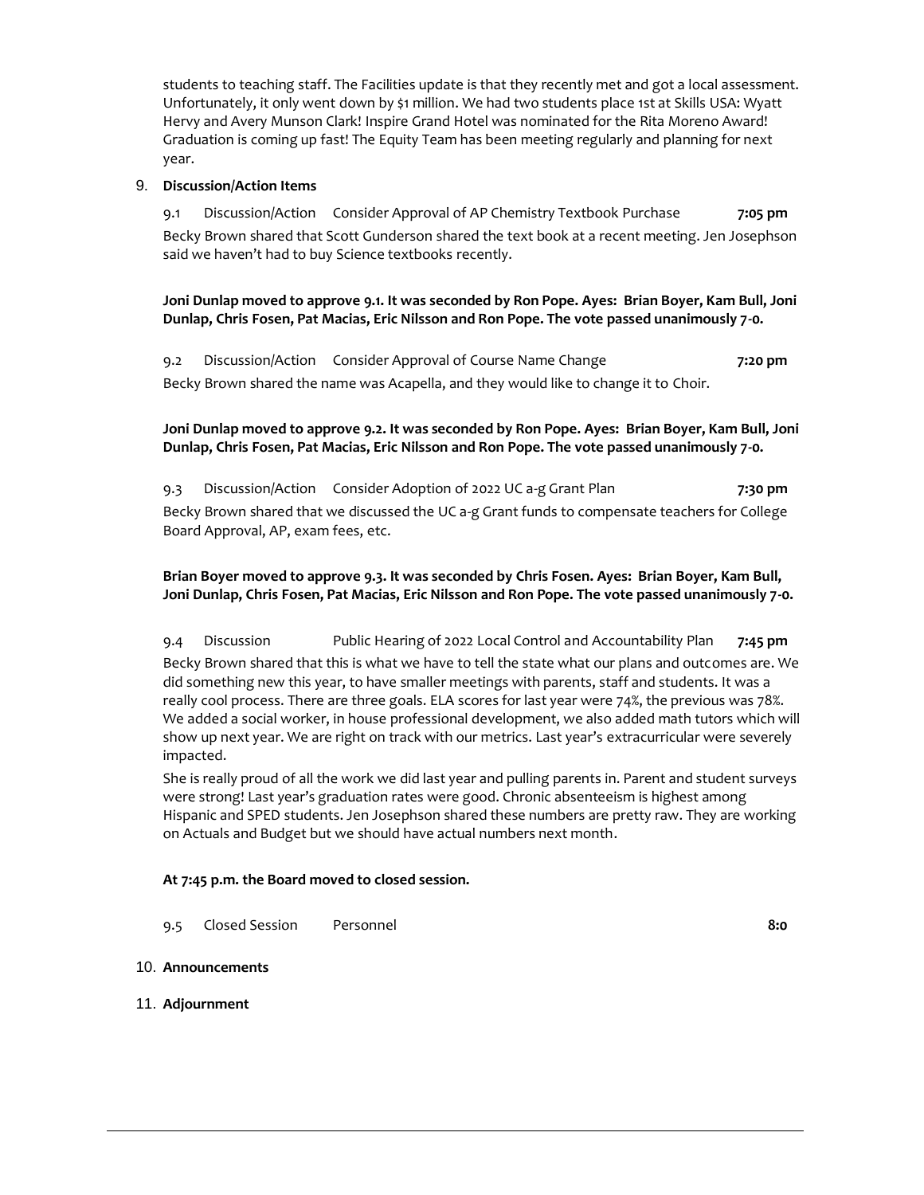students to teaching staff. The Facilities update is that they recently met and got a local assessment. Unfortunately, it only went down by $1 million. We had two students place 1st at Skills USA: Wyatt Hervy and Avery Munson Clark! Inspire Grand Hotel was nominated for the Rita Moreno Award! Graduation is coming up fast! The Equity Team has been meeting regularly and planning for next year.

9. **Discussion/Action Items**

9.1 Discussion/Action Consider Approval of AP Chemistry Textbook Purchase **7:05 pm**

Becky Brown shared that Scott Gunderson shared the text book at a recent meeting. Jen Josephson said we haven't had to buy Science textbooks recently.

**Joni Dunlap moved to approve 9.1. It was seconded by Ron Pope. Ayes: Brian Boyer, Kam Bull, Joni Dunlap, Chris Fosen, Pat Macias, Eric Nilsson and Ron Pope. The vote passed unanimously 7-0.**

9.2 Discussion/Action Consider Approval of Course Name Change **7:20 pm**

Becky Brown shared the name was Acapella, and they would like to change it to Choir.

**Joni Dunlap moved to approve 9.2. It was seconded by Ron Pope. Ayes: Brian Boyer, Kam Bull, Joni Dunlap, Chris Fosen, Pat Macias, Eric Nilsson and Ron Pope. The vote passed unanimously 7-0.**

9.3 Discussion/Action Consider Adoption of 2022 UC a-g Grant Plan **7:30 pm**

Becky Brown shared that we discussed the UC a-g Grant funds to compensate teachers for College Board Approval, AP, exam fees, etc.

**Brian Boyer moved to approve 9.3. It was seconded by Chris Fosen. Ayes: Brian Boyer, Kam Bull, Joni Dunlap, Chris Fosen, Pat Macias, Eric Nilsson and Ron Pope. The vote passed unanimously 7-0.**

9.4 Discussion Public Hearing of 2022 Local Control and Accountability Plan **7:45 pm**

Becky Brown shared that this is what we have to tell the state what our plans and outcomes are. We did something new this year, to have smaller meetings with parents, staff and students. It was a really cool process. There are three goals. ELA scores for last year were 74%, the previous was 78%. We added a social worker, in house professional development, we also added math tutors which will show up next year. We are right on track with our metrics. Last year's extracurricular were severely impacted.

She is really proud of all the work we did last year and pulling parents in. Parent and student surveys were strong! Last year's graduation rates were good. Chronic absenteeism is highest among Hispanic and SPED students. Jen Josephson shared these numbers are pretty raw. They are working on Actuals and Budget but we should have actual numbers next month.

**At 7:45 p.m. the Board moved to closed session.**

9.5 Closed Session Personnel **8:0**

10. **Announcements**

11. **Adjournment**